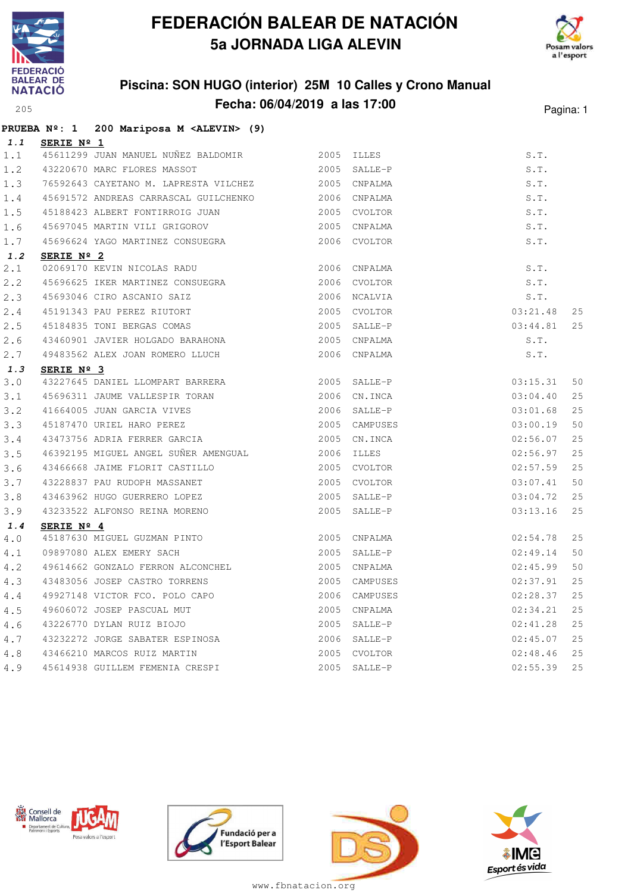# FEDERACIÓN BALEAR DE NATACIÓN

## 5a JORNADA LIGA ALEVIN

### Piscina: SON HUGO (interior) 25M 10 Calles y Crono Manual

### Fecha: 06/04/2019 a las 17:00

205

**PRUEBA Nº: 1 200 Mariposa M <ALEVIN> (9)**

**1.1 SERIE Nº 1**

| | | | | | | |
|---|---|---|---|---|---|---|
| 1.1 | 45611299 | JUAN MANUEL NUÑEZ BALDOMIR | 2005 | ILLES | S.T. | |
| 1.2 | 43220670 | MARC FLORES MASSOT | 2005 | SALLE-P | S.T. | |
| 1.3 | 76592643 | CAYETANO M. LAPRESTA VILCHEZ | 2005 | CNPALMA | S.T. | |
| 1.4 | 45691572 | ANDREAS CARRASCAL GUILCHENKO | 2006 | CNPALMA | S.T. | |
| 1.5 | 45188423 | ALBERT FONTIRROIG JUAN | 2005 | CVOLTOR | S.T. | |
| 1.6 | 45697045 | MARTIN VILI GRIGOROV | 2005 | CNPALMA | S.T. | |
| 1.7 | 45696624 | YAGO MARTINEZ CONSUEGRA | 2006 | CVOLTOR | S.T. | |

**1.2 SERIE Nº 2**

| | | | | | | |
|---|---|---|---|---|---|---|
| 2.1 | 02069170 | KEVIN NICOLAS RADU | 2006 | CNPALMA | S.T. | |
| 2.2 | 45696625 | IKER MARTINEZ CONSUEGRA | 2006 | CVOLTOR | S.T. | |
| 2.3 | 45693046 | CIRO ASCANIO SAIZ | 2006 | NCALVIA | S.T. | |
| 2.4 | 45191343 | PAU PEREZ RIUTORT | 2005 | CVOLTOR | 03:21.48 | 25 |
| 2.5 | 45184835 | TONI BERGAS COMAS | 2005 | SALLE-P | 03:44.81 | 25 |
| 2.6 | 43460901 | JAVIER HOLGADO BARAHONA | 2005 | CNPALMA | S.T. | |
| 2.7 | 49483562 | ALEX JOAN ROMERO LLUCH | 2006 | CNPALMA | S.T. | |

**1.3 SERIE Nº 3**

| | | | | | | |
|---|---|---|---|---|---|---|
| 3.0 | 43227645 | DANIEL LLOMPART BARRERA | 2005 | SALLE-P | 03:15.31 | 50 |
| 3.1 | 45696311 | JAUME VALLESPIR TORAN | 2006 | CN.INCA | 03:04.40 | 25 |
| 3.2 | 41664005 | JUAN GARCIA VIVES | 2006 | SALLE-P | 03:01.68 | 25 |
| 3.3 | 45187470 | URIEL HARO PEREZ | 2005 | CAMPUSES | 03:00.19 | 50 |
| 3.4 | 43473756 | ADRIA FERRER GARCIA | 2005 | CN.INCA | 02:56.07 | 25 |
| 3.5 | 46392195 | MIGUEL ANGEL SUÑER AMENGUAL | 2006 | ILLES | 02:56.97 | 25 |
| 3.6 | 43466668 | JAIME FLORIT CASTILLO | 2005 | CVOLTOR | 02:57.59 | 25 |
| 3.7 | 43228837 | PAU RUDOPH MASSANET | 2005 | CVOLTOR | 03:07.41 | 50 |
| 3.8 | 43463962 | HUGO GUERRERO LOPEZ | 2005 | SALLE-P | 03:04.72 | 25 |
| 3.9 | 43233522 | ALFONSO REINA MORENO | 2005 | SALLE-P | 03:13.16 | 25 |

**1.4 SERIE Nº 4**

| | | | | | | |
|---|---|---|---|---|---|---|
| 4.0 | 45187630 | MIGUEL GUZMAN PINTO | 2005 | CNPALMA | 02:54.78 | 25 |
| 4.1 | 09897080 | ALEX EMERY SACH | 2005 | SALLE-P | 02:49.14 | 50 |
| 4.2 | 49614662 | GONZALO FERRON ALCONCHEL | 2005 | CNPALMA | 02:45.99 | 50 |
| 4.3 | 43483056 | JOSEP CASTRO TORRENS | 2005 | CAMPUSES | 02:37.91 | 25 |
| 4.4 | 49927148 | VICTOR FCO. POLO CAPO | 2006 | CAMPUSES | 02:28.37 | 25 |
| 4.5 | 49606072 | JOSEP PASCUAL MUT | 2005 | CNPALMA | 02:34.21 | 25 |
| 4.6 | 43226770 | DYLAN RUIZ BIOJO | 2005 | SALLE-P | 02:41.28 | 25 |
| 4.7 | 43232272 | JORGE SABATER ESPINOSA | 2006 | SALLE-P | 02:45.07 | 25 |
| 4.8 | 43466210 | MARCOS RUIZ MARTIN | 2005 | CVOLTOR | 02:48.46 | 25 |
| 4.9 | 45614938 | GUILLEM FEMENIA CRESPI | 2005 | SALLE-P | 02:55.39 | 25 |

www.fbnatacion.org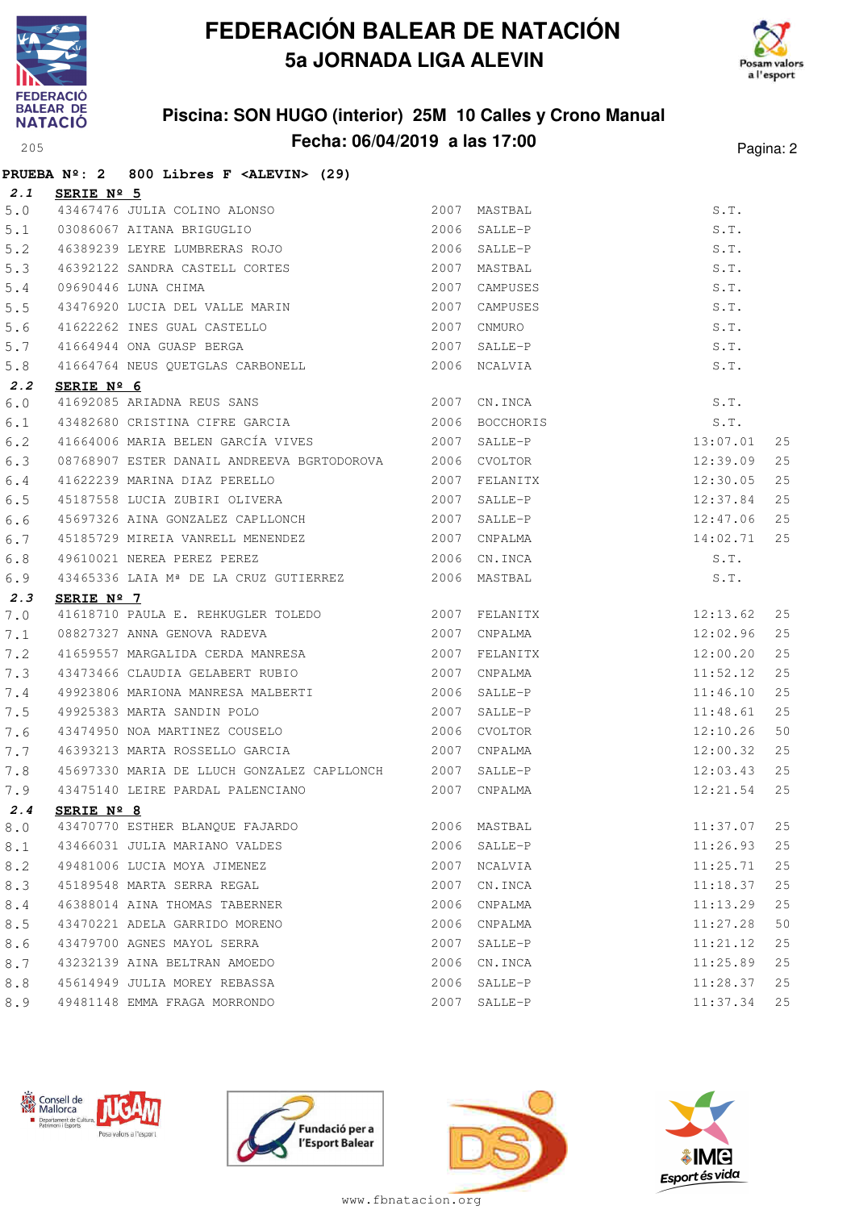# FEDERACIÓN BALEAR DE NATACIÓN

## 5a JORNADA LIGA ALEVIN

### Piscina: SON HUGO (interior) 25M 10 Calles y Crono Manual

### Fecha: 06/04/2019 a las 17:00

**PRUEBA Nº: 2 800 Libres F <ALEVIN> (29)**

**2.1 SERIE Nº 5**

| Pos | Licencia | Nombre | Año | Club | Marca | |
|---|---|---|---|---|---|---|
| 5.0 | 43467476 | JULIA COLINO ALONSO | 2007 | MASTBAL | S.T. | |
| 5.1 | 03086067 | AITANA BRIGUGLIO | 2006 | SALLE-P | S.T. | |
| 5.2 | 46389239 | LEYRE LUMBRERAS ROJO | 2006 | SALLE-P | S.T. | |
| 5.3 | 46392122 | SANDRA CASTELL CORTES | 2007 | MASTBAL | S.T. | |
| 5.4 | 09690446 | LUNA CHIMA | 2007 | CAMPUSES | S.T. | |
| 5.5 | 43476920 | LUCIA DEL VALLE MARIN | 2007 | CAMPUSES | S.T. | |
| 5.6 | 41622262 | INES GUAL CASTELLO | 2007 | CNMURO | S.T. | |
| 5.7 | 41664944 | ONA GUASP BERGA | 2007 | SALLE-P | S.T. | |
| 5.8 | 41664764 | NEUS QUETGLAS CARBONELL | 2006 | NCALVIA | S.T. | |

**2.2 SERIE Nº 6**

| Pos | Licencia | Nombre | Año | Club | Marca | |
|---|---|---|---|---|---|---|
| 6.0 | 41692085 | ARIADNA REUS SANS | 2007 | CN.INCA | S.T. | |
| 6.1 | 43482680 | CRISTINA CIFRE GARCIA | 2006 | BOCCHORIS | S.T. | |
| 6.2 | 41664006 | MARIA BELEN GARCÍA VIVES | 2007 | SALLE-P | 13:07.01 | 25 |
| 6.3 | 08768907 | ESTER DANAIL ANDREEVA BGRTODOROVA | 2006 | CVOLTOR | 12:39.09 | 25 |
| 6.4 | 41622239 | MARINA DIAZ PERELLO | 2007 | FELANITX | 12:30.05 | 25 |
| 6.5 | 45187558 | LUCIA ZUBIRI OLIVERA | 2007 | SALLE-P | 12:37.84 | 25 |
| 6.6 | 45697326 | AINA GONZALEZ CAPLLONCH | 2007 | SALLE-P | 12:47.06 | 25 |
| 6.7 | 45185729 | MIREIA VANRELL MENENDEZ | 2007 | CNPALMA | 14:02.71 | 25 |
| 6.8 | 49610021 | NEREA PEREZ PEREZ | 2006 | CN.INCA | S.T. | |
| 6.9 | 43465336 | LAIA Mª DE LA CRUZ GUTIERREZ | 2006 | MASTBAL | S.T. | |

**2.3 SERIE Nº 7**

| Pos | Licencia | Nombre | Año | Club | Marca | |
|---|---|---|---|---|---|---|
| 7.0 | 41618710 | PAULA E. REHKUGLER TOLEDO | 2007 | FELANITX | 12:13.62 | 25 |
| 7.1 | 08827327 | ANNA GENOVA RADEVA | 2007 | CNPALMA | 12:02.96 | 25 |
| 7.2 | 41659557 | MARGALIDA CERDA MANRESA | 2007 | FELANITX | 12:00.20 | 25 |
| 7.3 | 43473466 | CLAUDIA GELABERT RUBIO | 2007 | CNPALMA | 11:52.12 | 25 |
| 7.4 | 49923806 | MARIONA MANRESA MALBERTI | 2006 | SALLE-P | 11:46.10 | 25 |
| 7.5 | 49925383 | MARTA SANDIN POLO | 2007 | SALLE-P | 11:48.61 | 25 |
| 7.6 | 43474950 | NOA MARTINEZ COUSELO | 2006 | CVOLTOR | 12:10.26 | 50 |
| 7.7 | 46393213 | MARTA ROSSELLO GARCIA | 2007 | CNPALMA | 12:00.32 | 25 |
| 7.8 | 45697330 | MARIA DE LLUCH GONZALEZ CAPLLONCH | 2007 | SALLE-P | 12:03.43 | 25 |
| 7.9 | 43475140 | LEIRE PARDAL PALENCIANO | 2007 | CNPALMA | 12:21.54 | 25 |

**2.4 SERIE Nº 8**

| Pos | Licencia | Nombre | Año | Club | Marca | |
|---|---|---|---|---|---|---|
| 8.0 | 43470770 | ESTHER BLANQUE FAJARDO | 2006 | MASTBAL | 11:37.07 | 25 |
| 8.1 | 43466031 | JULIA MARIANO VALDES | 2006 | SALLE-P | 11:26.93 | 25 |
| 8.2 | 49481006 | LUCIA MOYA JIMENEZ | 2007 | NCALVIA | 11:25.71 | 25 |
| 8.3 | 45189548 | MARTA SERRA REGAL | 2007 | CN.INCA | 11:18.37 | 25 |
| 8.4 | 46388014 | AINA THOMAS TABERNER | 2006 | CNPALMA | 11:13.29 | 25 |
| 8.5 | 43470221 | ADELA GARRIDO MORENO | 2006 | CNPALMA | 11:27.28 | 50 |
| 8.6 | 43479700 | AGNES MAYOL SERRA | 2007 | SALLE-P | 11:21.12 | 25 |
| 8.7 | 43232139 | AINA BELTRAN AMOEDO | 2006 | CN.INCA | 11:25.89 | 25 |
| 8.8 | 45614949 | JULIA MOREY REBASSA | 2006 | SALLE-P | 11:28.37 | 25 |
| 8.9 | 49481148 | EMMA FRAGA MORRONDO | 2007 | SALLE-P | 11:37.34 | 25 |

www.fbnatacion.org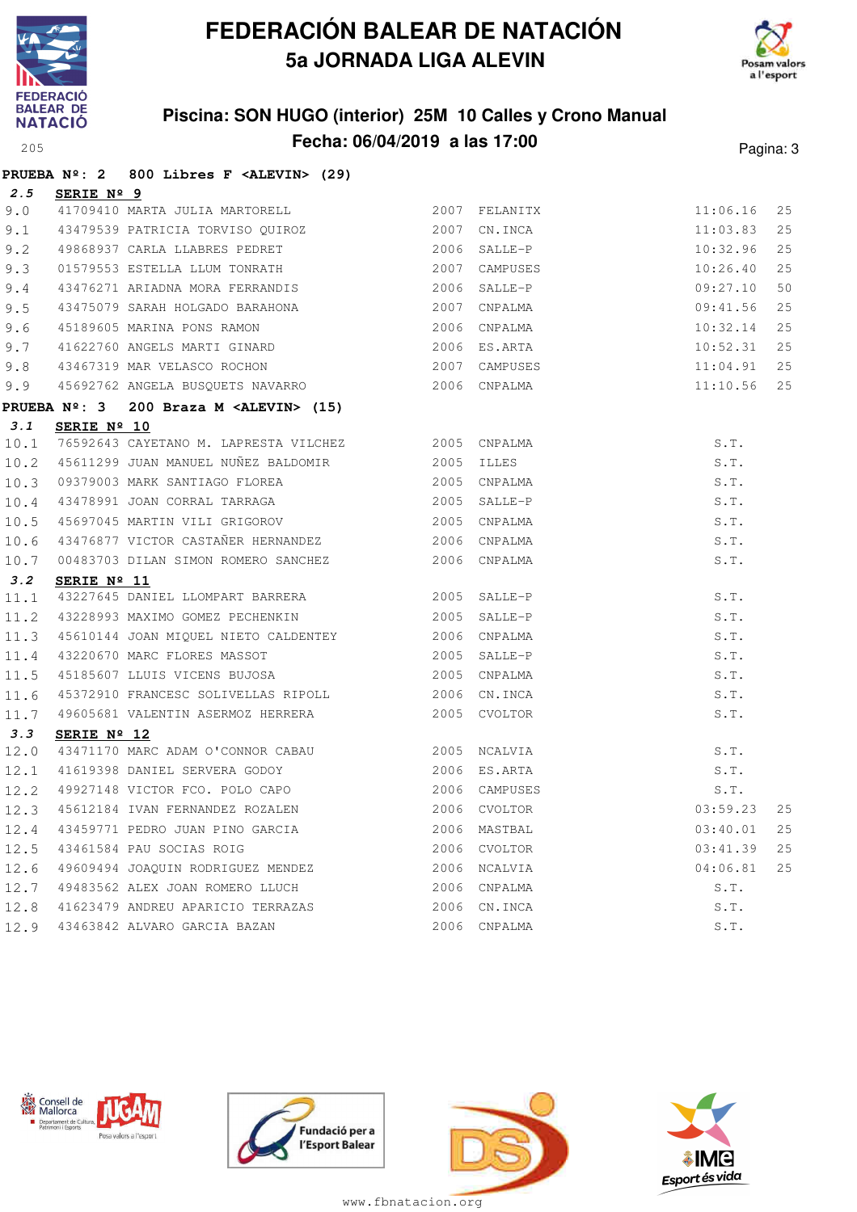# FEDERACIÓN BALEAR DE NATACIÓN
## 5a JORNADA LIGA ALEVIN

### Piscina: SON HUGO (interior) 25M 10 Calles y Crono Manual
### Fecha: 06/04/2019 a las 17:00

**PRUEBA Nº: 2 800 Libres F <ALEVIN> (29)**

**2.5 SERIE Nº 9**

| | | | | | | |
|---|---|---|---|---|---|---|
| 9.0 | 41709410 | MARTA JULIA MARTORELL | 2007 | FELANITX | 11:06.16 | 25 |
| 9.1 | 43479539 | PATRICIA TORVISO QUIROZ | 2007 | CN.INCA | 11:03.83 | 25 |
| 9.2 | 49868937 | CARLA LLABRES PEDRET | 2006 | SALLE-P | 10:32.96 | 25 |
| 9.3 | 01579553 | ESTELLA LLUM TONRATH | 2007 | CAMPUSES | 10:26.40 | 25 |
| 9.4 | 43476271 | ARIADNA MORA FERRANDIS | 2006 | SALLE-P | 09:27.10 | 50 |
| 9.5 | 43475079 | SARAH HOLGADO BARAHONA | 2007 | CNPALMA | 09:41.56 | 25 |
| 9.6 | 45189605 | MARINA PONS RAMON | 2006 | CNPALMA | 10:32.14 | 25 |
| 9.7 | 41622760 | ANGELS MARTI GINARD | 2006 | ES.ARTA | 10:52.31 | 25 |
| 9.8 | 43467319 | MAR VELASCO ROCHON | 2007 | CAMPUSES | 11:04.91 | 25 |
| 9.9 | 45692762 | ANGELA BUSQUETS NAVARRO | 2006 | CNPALMA | 11:10.56 | 25 |

**PRUEBA Nº: 3 200 Braza M <ALEVIN> (15)**

**3.1 SERIE Nº 10**

| | | | | | | |
|---|---|---|---|---|---|---|
| 10.1 | 76592643 | CAYETANO M. LAPRESTA VILCHEZ | 2005 | CNPALMA | S.T. | |
| 10.2 | 45611299 | JUAN MANUEL NUÑEZ BALDOMIR | 2005 | ILLES | S.T. | |
| 10.3 | 09379003 | MARK SANTIAGO FLOREA | 2005 | CNPALMA | S.T. | |
| 10.4 | 43478991 | JOAN CORRAL TARRAGA | 2005 | SALLE-P | S.T. | |
| 10.5 | 45697045 | MARTIN VILI GRIGOROV | 2005 | CNPALMA | S.T. | |
| 10.6 | 43476877 | VICTOR CASTAÑER HERNANDEZ | 2006 | CNPALMA | S.T. | |
| 10.7 | 00483703 | DILAN SIMON ROMERO SANCHEZ | 2006 | CNPALMA | S.T. | |

**3.2 SERIE Nº 11**

| | | | | | | |
|---|---|---|---|---|---|---|
| 11.1 | 43227645 | DANIEL LLOMPART BARRERA | 2005 | SALLE-P | S.T. | |
| 11.2 | 43228993 | MAXIMO GOMEZ PECHENKIN | 2005 | SALLE-P | S.T. | |
| 11.3 | 45610144 | JOAN MIQUEL NIETO CALDENTEY | 2006 | CNPALMA | S.T. | |
| 11.4 | 43220670 | MARC FLORES MASSOT | 2005 | SALLE-P | S.T. | |
| 11.5 | 45185607 | LLUIS VICENS BUJOSA | 2005 | CNPALMA | S.T. | |
| 11.6 | 45372910 | FRANCESC SOLIVELLAS RIPOLL | 2006 | CN.INCA | S.T. | |
| 11.7 | 49605681 | VALENTIN ASERMOZ HERRERA | 2005 | CVOLTOR | S.T. | |

**3.3 SERIE Nº 12**

| | | | | | | |
|---|---|---|---|---|---|---|
| 12.0 | 43471170 | MARC ADAM O'CONNOR CABAU | 2005 | NCALVIA | S.T. | |
| 12.1 | 41619398 | DANIEL SERVERA GODOY | 2006 | ES.ARTA | S.T. | |
| 12.2 | 49927148 | VICTOR FCO. POLO CAPO | 2006 | CAMPUSES | S.T. | |
| 12.3 | 45612184 | IVAN FERNANDEZ ROZALEN | 2006 | CVOLTOR | 03:59.23 | 25 |
| 12.4 | 43459771 | PEDRO JUAN PINO GARCIA | 2006 | MASTBAL | 03:40.01 | 25 |
| 12.5 | 43461584 | PAU SOCIAS ROIG | 2006 | CVOLTOR | 03:41.39 | 25 |
| 12.6 | 49609494 | JOAQUIN RODRIGUEZ MENDEZ | 2006 | NCALVIA | 04:06.81 | 25 |
| 12.7 | 49483562 | ALEX JOAN ROMERO LLUCH | 2006 | CNPALMA | S.T. | |
| 12.8 | 41623479 | ANDREU APARICIO TERRAZAS | 2006 | CN.INCA | S.T. | |
| 12.9 | 43463842 | ALVARO GARCIA BAZAN | 2006 | CNPALMA | S.T. | |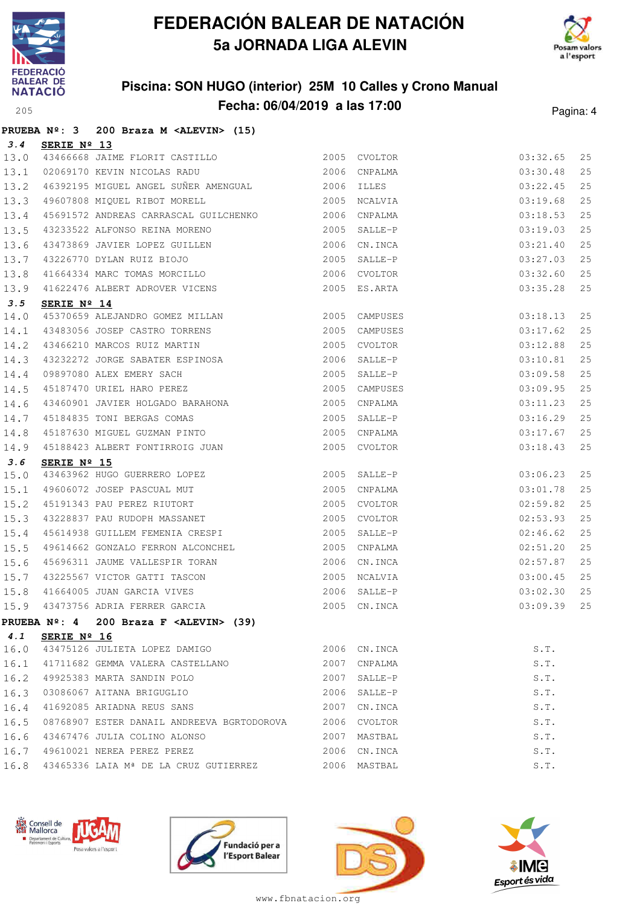# FEDERACIÓN BALEAR DE NATACIÓN

## 5a JORNADA LIGA ALEVIN

### Piscina: SON HUGO (interior) 25M 10 Calles y Crono Manual

### Fecha: 06/04/2019 a las 17:00

**PRUEBA Nº: 3 200 Braza M <ALEVIN> (15)**

**3.4 SERIE Nº 13**

| | | | | | | |
|---|---|---|---|---|---|---|
| 13.0 | 43466668 | JAIME FLORIT CASTILLO | 2005 | CVOLTOR | 03:32.65 | 25 |
| 13.1 | 02069170 | KEVIN NICOLAS RADU | 2006 | CNPALMA | 03:30.48 | 25 |
| 13.2 | 46392195 | MIGUEL ANGEL SUÑER AMENGUAL | 2006 | ILLES | 03:22.45 | 25 |
| 13.3 | 49607808 | MIQUEL RIBOT MORELL | 2005 | NCALVIA | 03:19.68 | 25 |
| 13.4 | 45691572 | ANDREAS CARRASCAL GUILCHENKO | 2006 | CNPALMA | 03:18.53 | 25 |
| 13.5 | 43233522 | ALFONSO REINA MORENO | 2005 | SALLE-P | 03:19.03 | 25 |
| 13.6 | 43473869 | JAVIER LOPEZ GUILLEN | 2006 | CN.INCA | 03:21.40 | 25 |
| 13.7 | 43226770 | DYLAN RUIZ BIOJO | 2005 | SALLE-P | 03:27.03 | 25 |
| 13.8 | 41664334 | MARC TOMAS MORCILLO | 2006 | CVOLTOR | 03:32.60 | 25 |
| 13.9 | 41622476 | ALBERT ADROVER VICENS | 2005 | ES.ARTA | 03:35.28 | 25 |

**3.5 SERIE Nº 14**

| | | | | | | |
|---|---|---|---|---|---|---|
| 14.0 | 45370659 | ALEJANDRO GOMEZ MILLAN | 2005 | CAMPUSES | 03:18.13 | 25 |
| 14.1 | 43483056 | JOSEP CASTRO TORRENS | 2005 | CAMPUSES | 03:17.62 | 25 |
| 14.2 | 43466210 | MARCOS RUIZ MARTIN | 2005 | CVOLTOR | 03:12.88 | 25 |
| 14.3 | 43232272 | JORGE SABATER ESPINOSA | 2006 | SALLE-P | 03:10.81 | 25 |
| 14.4 | 09897080 | ALEX EMERY SACH | 2005 | SALLE-P | 03:09.58 | 25 |
| 14.5 | 45187470 | URIEL HARO PEREZ | 2005 | CAMPUSES | 03:09.95 | 25 |
| 14.6 | 43460901 | JAVIER HOLGADO BARAHONA | 2005 | CNPALMA | 03:11.23 | 25 |
| 14.7 | 45184835 | TONI BERGAS COMAS | 2005 | SALLE-P | 03:16.29 | 25 |
| 14.8 | 45187630 | MIGUEL GUZMAN PINTO | 2005 | CNPALMA | 03:17.67 | 25 |
| 14.9 | 45188423 | ALBERT FONTIRROIG JUAN | 2005 | CVOLTOR | 03:18.43 | 25 |

**3.6 SERIE Nº 15**

| | | | | | | |
|---|---|---|---|---|---|---|
| 15.0 | 43463962 | HUGO GUERRERO LOPEZ | 2005 | SALLE-P | 03:06.23 | 25 |
| 15.1 | 49606072 | JOSEP PASCUAL MUT | 2005 | CNPALMA | 03:01.78 | 25 |
| 15.2 | 45191343 | PAU PEREZ RIUTORT | 2005 | CVOLTOR | 02:59.82 | 25 |
| 15.3 | 43228837 | PAU RUDOPH MASSANET | 2005 | CVOLTOR | 02:53.93 | 25 |
| 15.4 | 45614938 | GUILLEM FEMENIA CRESPI | 2005 | SALLE-P | 02:46.62 | 25 |
| 15.5 | 49614662 | GONZALO FERRON ALCONCHEL | 2005 | CNPALMA | 02:51.20 | 25 |
| 15.6 | 45696311 | JAUME VALLESPIR TORAN | 2006 | CN.INCA | 02:57.87 | 25 |
| 15.7 | 43225567 | VICTOR GATTI TASCON | 2005 | NCALVIA | 03:00.45 | 25 |
| 15.8 | 41664005 | JUAN GARCIA VIVES | 2006 | SALLE-P | 03:02.30 | 25 |
| 15.9 | 43473756 | ADRIA FERRER GARCIA | 2005 | CN.INCA | 03:09.39 | 25 |

**PRUEBA Nº: 4 200 Braza F <ALEVIN> (39)**

**4.1 SERIE Nº 16**

| | | | | | |
|---|---|---|---|---|---|
| 16.0 | 43475126 | JULIETA LOPEZ DAMIGO | 2006 | CN.INCA | S.T. |
| 16.1 | 41711682 | GEMMA VALERA CASTELLANO | 2007 | CNPALMA | S.T. |
| 16.2 | 49925383 | MARTA SANDIN POLO | 2007 | SALLE-P | S.T. |
| 16.3 | 03086067 | AITANA BRIGUGLIO | 2006 | SALLE-P | S.T. |
| 16.4 | 41692085 | ARIADNA REUS SANS | 2007 | CN.INCA | S.T. |
| 16.5 | 08768907 | ESTER DANAIL ANDREEVA BGRTODOROVA | 2006 | CVOLTOR | S.T. |
| 16.6 | 43467476 | JULIA COLINO ALONSO | 2007 | MASTBAL | S.T. |
| 16.7 | 49610021 | NEREA PEREZ PEREZ | 2006 | CN.INCA | S.T. |
| 16.8 | 43465336 | LAIA Mª DE LA CRUZ GUTIERREZ | 2006 | MASTBAL | S.T. |

www.fbnatacion.org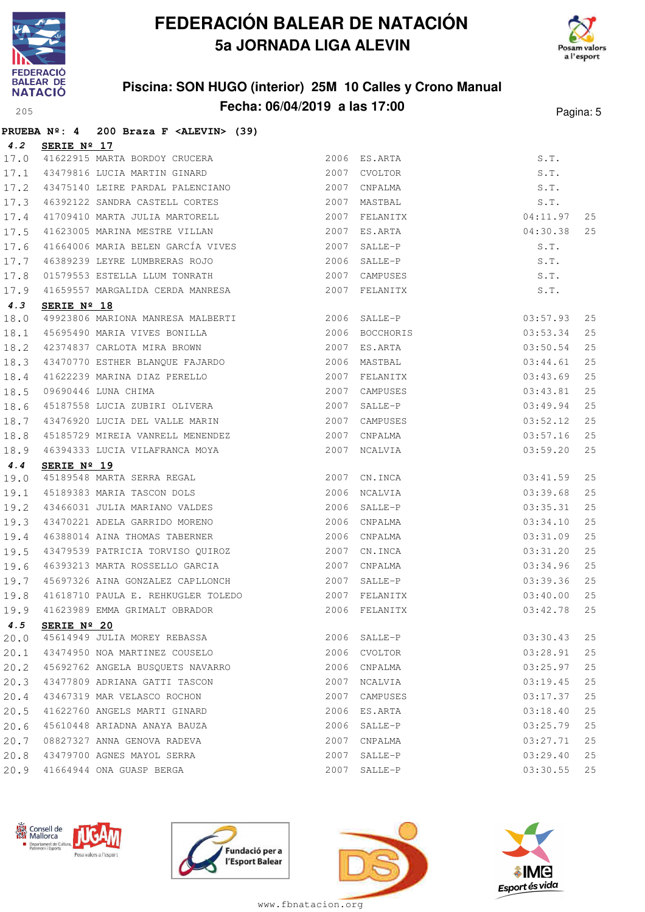# FEDERACIÓN BALEAR DE NATACIÓN
## 5a JORNADA LIGA ALEVIN

### Piscina: SON HUGO (interior) 25M 10 Calles y Crono Manual
### Fecha: 06/04/2019 a las 17:00

**PRUEBA Nº: 4 200 Braza F <ALEVIN> (39)**

**4.2 SERIE Nº 17**

| | | | | | | |
|---|---|---|---|---|---|---|
| 17.0 | 41622915 | MARTA BORDOY CRUCERA | 2006 | ES.ARTA | S.T. | |
| 17.1 | 43479816 | LUCIA MARTIN GINARD | 2007 | CVOLTOR | S.T. | |
| 17.2 | 43475140 | LEIRE PARDAL PALENCIANO | 2007 | CNPALMA | S.T. | |
| 17.3 | 46392122 | SANDRA CASTELL CORTES | 2007 | MASTBAL | S.T. | |
| 17.4 | 41709410 | MARTA JULIA MARTORELL | 2007 | FELANITX | 04:11.97 | 25 |
| 17.5 | 41623005 | MARINA MESTRE VILLAN | 2007 | ES.ARTA | 04:30.38 | 25 |
| 17.6 | 41664006 | MARIA BELEN GARCÍA VIVES | 2007 | SALLE-P | S.T. | |
| 17.7 | 46389239 | LEYRE LUMBRERAS ROJO | 2006 | SALLE-P | S.T. | |
| 17.8 | 01579553 | ESTELLA LLUM TONRATH | 2007 | CAMPUSES | S.T. | |
| 17.9 | 41659557 | MARGALIDA CERDA MANRESA | 2007 | FELANITX | S.T. | |

**4.3 SERIE Nº 18**

| | | | | | | |
|---|---|---|---|---|---|---|
| 18.0 | 49923806 | MARIONA MANRESA MALBERTI | 2006 | SALLE-P | 03:57.93 | 25 |
| 18.1 | 45695490 | MARIA VIVES BONILLA | 2006 | BOCCHORIS | 03:53.34 | 25 |
| 18.2 | 42374837 | CARLOTA MIRA BROWN | 2007 | ES.ARTA | 03:50.54 | 25 |
| 18.3 | 43470770 | ESTHER BLANQUE FAJARDO | 2006 | MASTBAL | 03:44.61 | 25 |
| 18.4 | 41622239 | MARINA DIAZ PERELLO | 2007 | FELANITX | 03:43.69 | 25 |
| 18.5 | 09690446 | LUNA CHIMA | 2007 | CAMPUSES | 03:43.81 | 25 |
| 18.6 | 45187558 | LUCIA ZUBIRI OLIVERA | 2007 | SALLE-P | 03:49.94 | 25 |
| 18.7 | 43476920 | LUCIA DEL VALLE MARIN | 2007 | CAMPUSES | 03:52.12 | 25 |
| 18.8 | 45185729 | MIREIA VANRELL MENENDEZ | 2007 | CNPALMA | 03:57.16 | 25 |
| 18.9 | 46394333 | LUCIA VILAFRANCA MOYA | 2007 | NCALVIA | 03:59.20 | 25 |

**4.4 SERIE Nº 19**

| | | | | | | |
|---|---|---|---|---|---|---|
| 19.0 | 45189548 | MARTA SERRA REGAL | 2007 | CN.INCA | 03:41.59 | 25 |
| 19.1 | 45189383 | MARIA TASCON DOLS | 2006 | NCALVIA | 03:39.68 | 25 |
| 19.2 | 43466031 | JULIA MARIANO VALDES | 2006 | SALLE-P | 03:35.31 | 25 |
| 19.3 | 43470221 | ADELA GARRIDO MORENO | 2006 | CNPALMA | 03:34.10 | 25 |
| 19.4 | 46388014 | AINA THOMAS TABERNER | 2006 | CNPALMA | 03:31.09 | 25 |
| 19.5 | 43479539 | PATRICIA TORVISO QUIROZ | 2007 | CN.INCA | 03:31.20 | 25 |
| 19.6 | 46393213 | MARTA ROSSELLO GARCIA | 2007 | CNPALMA | 03:34.96 | 25 |
| 19.7 | 45697326 | AINA GONZALEZ CAPLLONCH | 2007 | SALLE-P | 03:39.36 | 25 |
| 19.8 | 41618710 | PAULA E. REHKUGLER TOLEDO | 2007 | FELANITX | 03:40.00 | 25 |
| 19.9 | 41623989 | EMMA GRIMALT OBRADOR | 2006 | FELANITX | 03:42.78 | 25 |

**4.5 SERIE Nº 20**

| | | | | | | |
|---|---|---|---|---|---|---|
| 20.0 | 45614949 | JULIA MOREY REBASSA | 2006 | SALLE-P | 03:30.43 | 25 |
| 20.1 | 43474950 | NOA MARTINEZ COUSELO | 2006 | CVOLTOR | 03:28.91 | 25 |
| 20.2 | 45692762 | ANGELA BUSQUETS NAVARRO | 2006 | CNPALMA | 03:25.97 | 25 |
| 20.3 | 43477809 | ADRIANA GATTI TASCON | 2007 | NCALVIA | 03:19.45 | 25 |
| 20.4 | 43467319 | MAR VELASCO ROCHON | 2007 | CAMPUSES | 03:17.37 | 25 |
| 20.5 | 41622760 | ANGELS MARTI GINARD | 2006 | ES.ARTA | 03:18.40 | 25 |
| 20.6 | 45610448 | ARIADNA ANAYA BAUZA | 2006 | SALLE-P | 03:25.79 | 25 |
| 20.7 | 08827327 | ANNA GENOVA RADEVA | 2007 | CNPALMA | 03:27.71 | 25 |
| 20.8 | 43479700 | AGNES MAYOL SERRA | 2007 | SALLE-P | 03:29.40 | 25 |
| 20.9 | 41664944 | ONA GUASP BERGA | 2007 | SALLE-P | 03:30.55 | 25 |

www.fbnatacion.org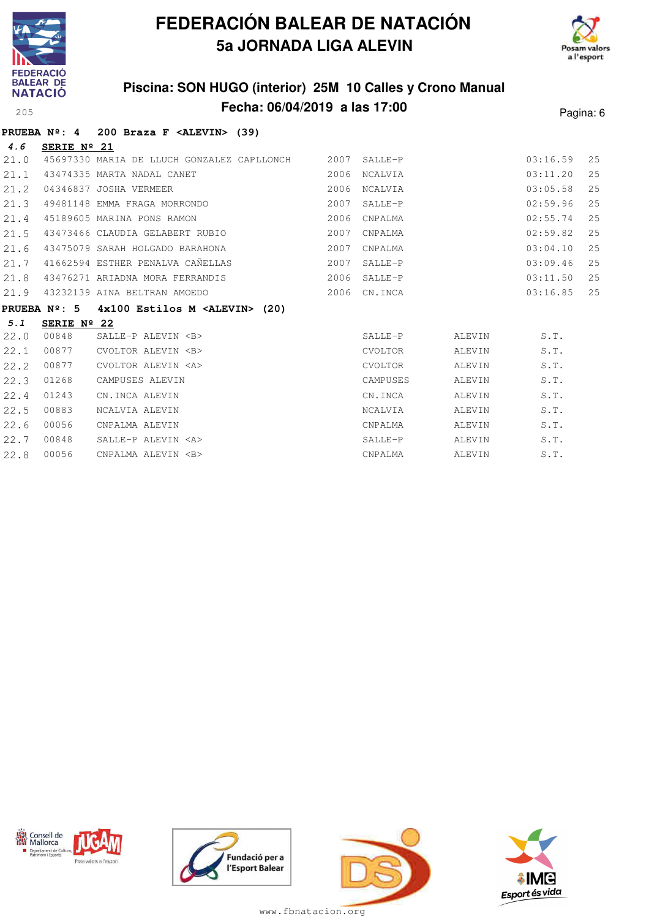# FEDERACIÓN BALEAR DE NATACIÓN

## 5a JORNADA LIGA ALEVIN

### Piscina: SON HUGO (interior) 25M 10 Calles y Crono Manual

### Fecha: 06/04/2019 a las 17:00

205

**PRUEBA Nº: 4 200 Braza F <ALEVIN> (39)**

***4.6*** **SERIE Nº 21**

| | | | | | | |
|---|---|---|---|---|---|---|
| 21.0 | 45697330 | MARIA DE LLUCH GONZALEZ CAPLLONCH | 2007 | SALLE-P | 03:16.59 | 25 |
| 21.1 | 43474335 | MARTA NADAL CANET | 2006 | NCALVIA | 03:11.20 | 25 |
| 21.2 | 04346837 | JOSHA VERMEER | 2006 | NCALVIA | 03:05.58 | 25 |
| 21.3 | 49481148 | EMMA FRAGA MORRONDO | 2007 | SALLE-P | 02:59.96 | 25 |
| 21.4 | 45189605 | MARINA PONS RAMON | 2006 | CNPALMA | 02:55.74 | 25 |
| 21.5 | 43473466 | CLAUDIA GELABERT RUBIO | 2007 | CNPALMA | 02:59.82 | 25 |
| 21.6 | 43475079 | SARAH HOLGADO BARAHONA | 2007 | CNPALMA | 03:04.10 | 25 |
| 21.7 | 41662594 | ESTHER PENALVA CAÑELLAS | 2007 | SALLE-P | 03:09.46 | 25 |
| 21.8 | 43476271 | ARIADNA MORA FERRANDIS | 2006 | SALLE-P | 03:11.50 | 25 |
| 21.9 | 43232139 | AINA BELTRAN AMOEDO | 2006 | CN.INCA | 03:16.85 | 25 |

**PRUEBA Nº: 5 4x100 Estilos M <ALEVIN> (20)**

***5.1*** **SERIE Nº 22**

| | | | | | |
|---|---|---|---|---|---|
| 22.0 | 00848 | SALLE-P ALEVIN <B> | SALLE-P | ALEVIN | S.T. |
| 22.1 | 00877 | CVOLTOR ALEVIN <B> | CVOLTOR | ALEVIN | S.T. |
| 22.2 | 00877 | CVOLTOR ALEVIN <A> | CVOLTOR | ALEVIN | S.T. |
| 22.3 | 01268 | CAMPUSES ALEVIN | CAMPUSES | ALEVIN | S.T. |
| 22.4 | 01243 | CN.INCA ALEVIN | CN.INCA | ALEVIN | S.T. |
| 22.5 | 00883 | NCALVIA ALEVIN | NCALVIA | ALEVIN | S.T. |
| 22.6 | 00056 | CNPALMA ALEVIN | CNPALMA | ALEVIN | S.T. |
| 22.7 | 00848 | SALLE-P ALEVIN <A> | SALLE-P | ALEVIN | S.T. |
| 22.8 | 00056 | CNPALMA ALEVIN <B> | CNPALMA | ALEVIN | S.T. |

www.fbnatacion.org